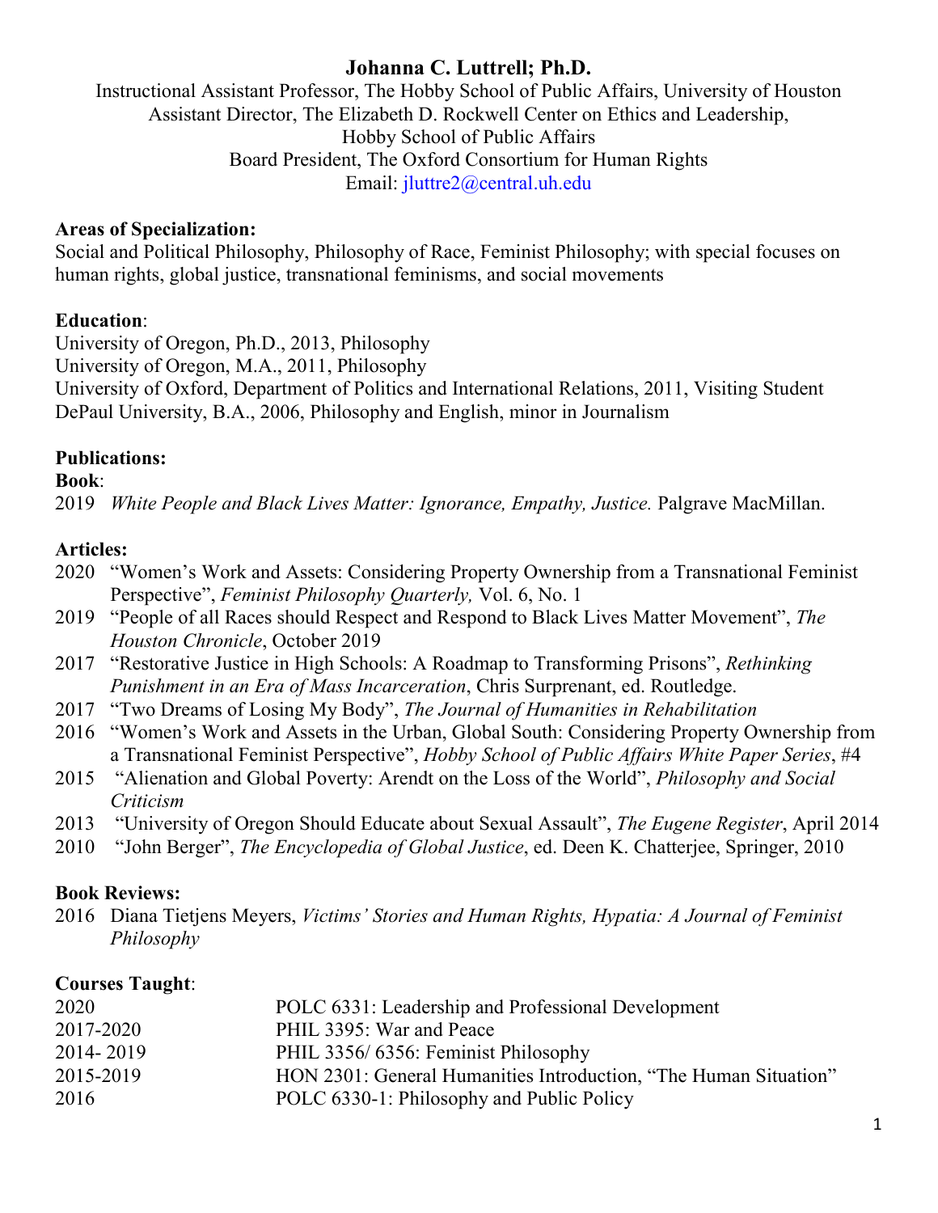# Johanna C. Luttrell; Ph.D.

Instructional Assistant Professor, The Hobby School of Public Affairs, University of Houston
Assistant Director, The Elizabeth D. Rockwell Center on Ethics and Leadership,
Hobby School of Public Affairs
Board President, The Oxford Consortium for Human Rights
Email: jluttre2@central.uh.edu

**Areas of Specialization:**
Social and Political Philosophy, Philosophy of Race, Feminist Philosophy; with special focuses on human rights, global justice, transnational feminisms, and social movements

**Education**:
University of Oregon, Ph.D., 2013, Philosophy
University of Oregon, M.A., 2011, Philosophy
University of Oxford, Department of Politics and International Relations, 2011, Visiting Student
DePaul University, B.A., 2006, Philosophy and English, minor in Journalism

**Publications:**

**Book**:
2019 *White People and Black Lives Matter: Ignorance, Empathy, Justice.* Palgrave MacMillan.

**Articles:**
2020 "Women's Work and Assets: Considering Property Ownership from a Transnational Feminist Perspective", *Feminist Philosophy Quarterly,* Vol. 6, No. 1
2019 "People of all Races should Respect and Respond to Black Lives Matter Movement", *The Houston Chronicle*, October 2019
2017 "Restorative Justice in High Schools: A Roadmap to Transforming Prisons", *Rethinking Punishment in an Era of Mass Incarceration*, Chris Surprenant, ed. Routledge.
2017 "Two Dreams of Losing My Body", *The Journal of Humanities in Rehabilitation*
2016 "Women's Work and Assets in the Urban, Global South: Considering Property Ownership from a Transnational Feminist Perspective", *Hobby School of Public Affairs White Paper Series*, #4
2015 "Alienation and Global Poverty: Arendt on the Loss of the World", *Philosophy and Social Criticism*
2013 "University of Oregon Should Educate about Sexual Assault", *The Eugene Register*, April 2014
2010 "John Berger", *The Encyclopedia of Global Justice*, ed. Deen K. Chatterjee, Springer, 2010

**Book Reviews:**
2016 Diana Tietjens Meyers, *Victims' Stories and Human Rights, Hypatia: A Journal of Feminist Philosophy*

**Courses Taught**:

| | |
|---|---|
| 2020 | POLC 6331: Leadership and Professional Development |
| 2017-2020 | PHIL 3395: War and Peace |
| 2014- 2019 | PHIL 3356/ 6356: Feminist Philosophy |
| 2015-2019 | HON 2301: General Humanities Introduction, "The Human Situation" |
| 2016 | POLC 6330-1: Philosophy and Public Policy |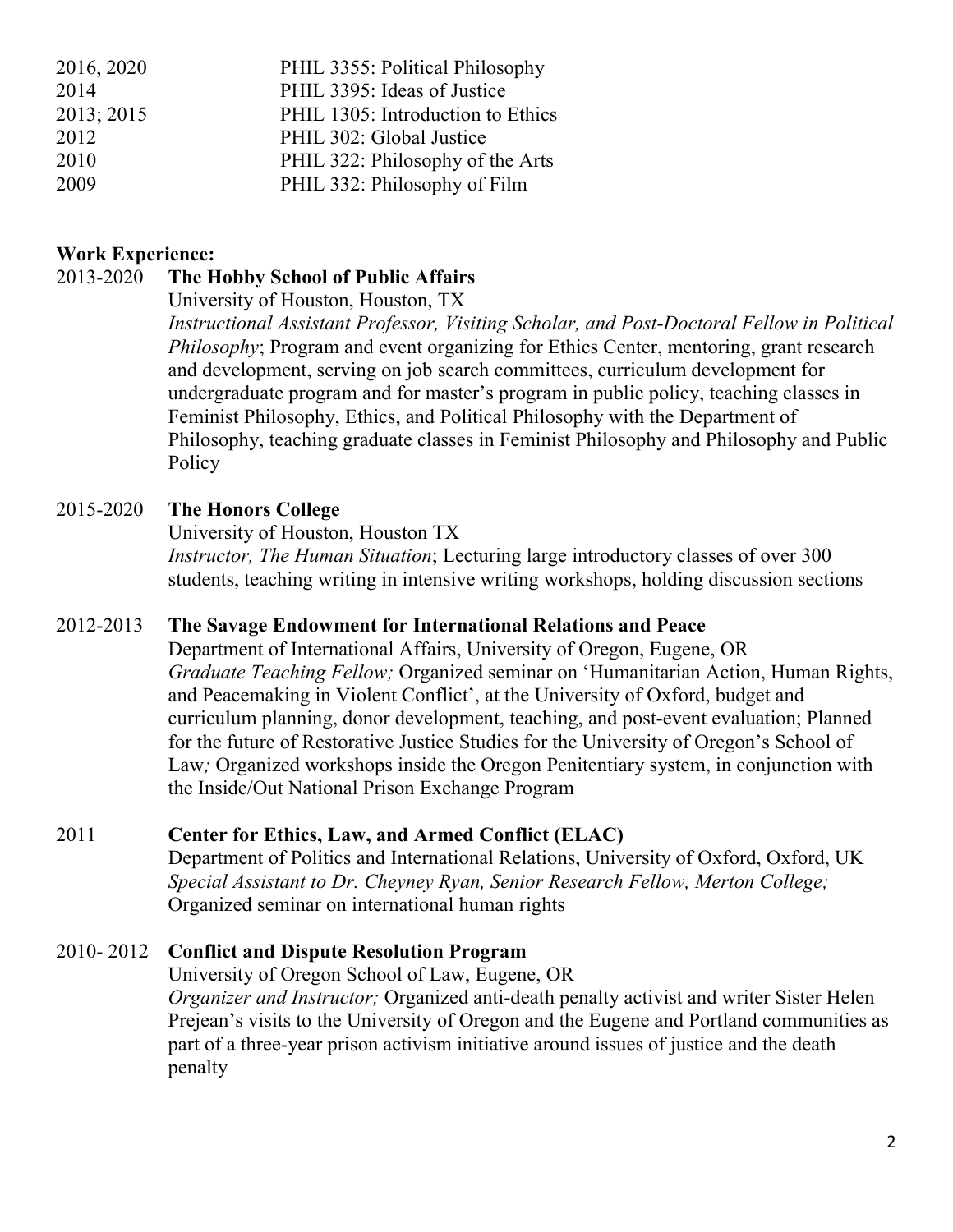| | |
|---|---|
| 2016, 2020 | PHIL 3355: Political Philosophy |
| 2014 | PHIL 3395: Ideas of Justice |
| 2013; 2015 | PHIL 1305: Introduction to Ethics |
| 2012 | PHIL 302: Global Justice |
| 2010 | PHIL 322: Philosophy of the Arts |
| 2009 | PHIL 332: Philosophy of Film |

**Work Experience:**

2013-2020 **The Hobby School of Public Affairs**
University of Houston, Houston, TX
*Instructional Assistant Professor, Visiting Scholar, and Post-Doctoral Fellow in Political Philosophy*; Program and event organizing for Ethics Center, mentoring, grant research and development, serving on job search committees, curriculum development for undergraduate program and for master's program in public policy, teaching classes in Feminist Philosophy, Ethics, and Political Philosophy with the Department of Philosophy, teaching graduate classes in Feminist Philosophy and Philosophy and Public Policy

2015-2020 **The Honors College**
University of Houston, Houston TX
*Instructor, The Human Situation*; Lecturing large introductory classes of over 300 students, teaching writing in intensive writing workshops, holding discussion sections

2012-2013 **The Savage Endowment for International Relations and Peace**
Department of International Affairs, University of Oregon, Eugene, OR
*Graduate Teaching Fellow;* Organized seminar on 'Humanitarian Action, Human Rights, and Peacemaking in Violent Conflict', at the University of Oxford, budget and curriculum planning, donor development, teaching, and post-event evaluation; Planned for the future of Restorative Justice Studies for the University of Oregon's School of Law*;* Organized workshops inside the Oregon Penitentiary system, in conjunction with the Inside/Out National Prison Exchange Program

2011 **Center for Ethics, Law, and Armed Conflict (ELAC)**
Department of Politics and International Relations, University of Oxford, Oxford, UK
*Special Assistant to Dr. Cheyney Ryan, Senior Research Fellow, Merton College;* Organized seminar on international human rights

2010- 2012 **Conflict and Dispute Resolution Program**
University of Oregon School of Law, Eugene, OR
*Organizer and Instructor;* Organized anti-death penalty activist and writer Sister Helen Prejean's visits to the University of Oregon and the Eugene and Portland communities as part of a three-year prison activism initiative around issues of justice and the death penalty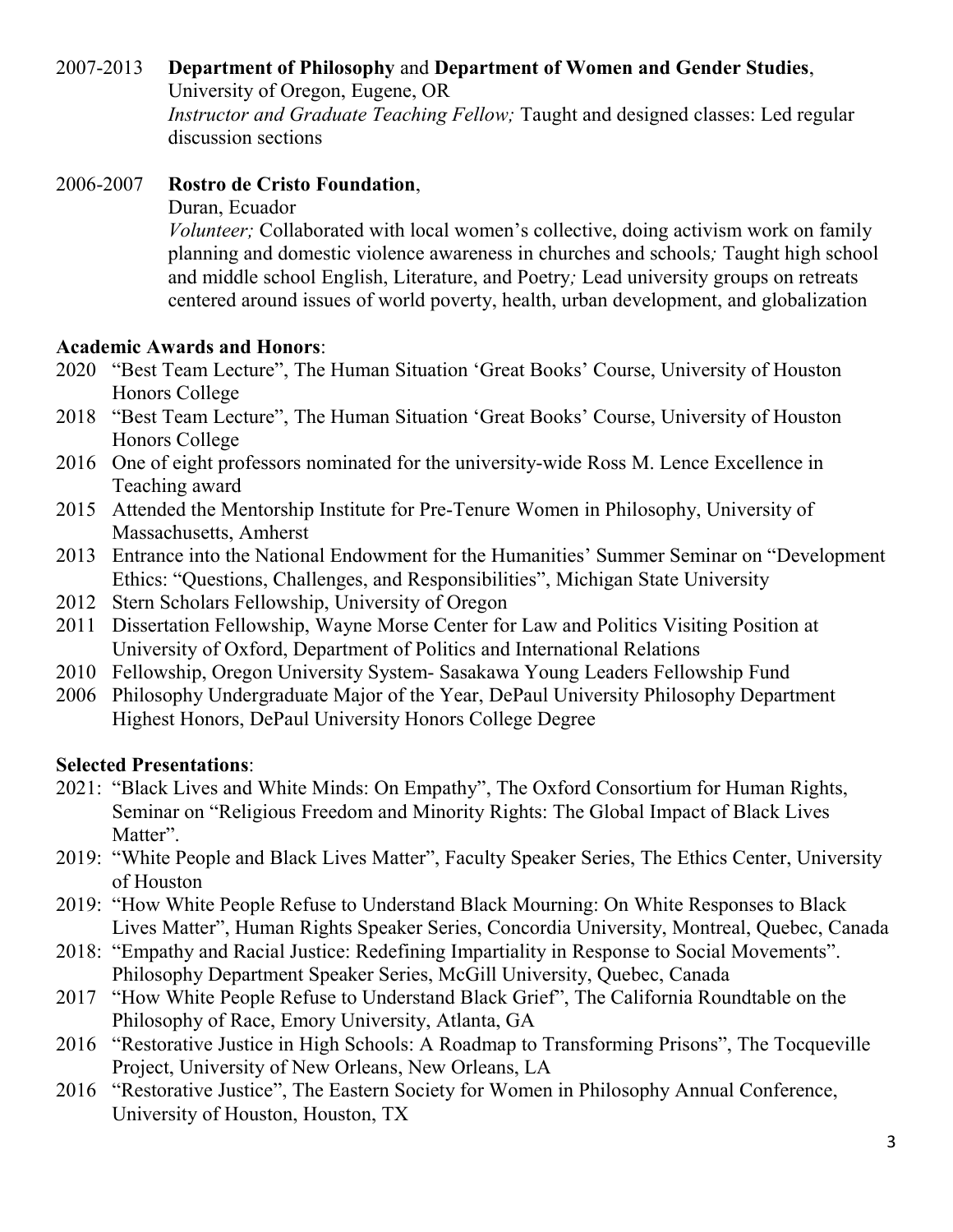2007-2013 **Department of Philosophy** and **Department of Women and Gender Studies**,
University of Oregon, Eugene, OR
*Instructor and Graduate Teaching Fellow;* Taught and designed classes: Led regular discussion sections

2006-2007 **Rostro de Cristo Foundation**,
Duran, Ecuador
*Volunteer;* Collaborated with local women's collective, doing activism work on family planning and domestic violence awareness in churches and schools*;* Taught high school and middle school English, Literature, and Poetry*;* Lead university groups on retreats centered around issues of world poverty, health, urban development, and globalization

**Academic Awards and Honors**:

- 2020 "Best Team Lecture", The Human Situation 'Great Books' Course, University of Houston Honors College
- 2018 "Best Team Lecture", The Human Situation 'Great Books' Course, University of Houston Honors College
- 2016 One of eight professors nominated for the university-wide Ross M. Lence Excellence in Teaching award
- 2015 Attended the Mentorship Institute for Pre-Tenure Women in Philosophy, University of Massachusetts, Amherst
- 2013 Entrance into the National Endowment for the Humanities' Summer Seminar on "Development Ethics: "Questions, Challenges, and Responsibilities", Michigan State University
- 2012 Stern Scholars Fellowship, University of Oregon
- 2011 Dissertation Fellowship, Wayne Morse Center for Law and Politics Visiting Position at University of Oxford, Department of Politics and International Relations
- 2010 Fellowship, Oregon University System- Sasakawa Young Leaders Fellowship Fund
- 2006 Philosophy Undergraduate Major of the Year, DePaul University Philosophy Department
  Highest Honors, DePaul University Honors College Degree

**Selected Presentations**:

- 2021: "Black Lives and White Minds: On Empathy", The Oxford Consortium for Human Rights, Seminar on "Religious Freedom and Minority Rights: The Global Impact of Black Lives Matter".
- 2019: "White People and Black Lives Matter", Faculty Speaker Series, The Ethics Center, University of Houston
- 2019: "How White People Refuse to Understand Black Mourning: On White Responses to Black Lives Matter", Human Rights Speaker Series, Concordia University, Montreal, Quebec, Canada
- 2018: "Empathy and Racial Justice: Redefining Impartiality in Response to Social Movements". Philosophy Department Speaker Series, McGill University, Quebec, Canada
- 2017 "How White People Refuse to Understand Black Grief", The California Roundtable on the Philosophy of Race, Emory University, Atlanta, GA
- 2016 "Restorative Justice in High Schools: A Roadmap to Transforming Prisons", The Tocqueville Project, University of New Orleans, New Orleans, LA
- 2016 "Restorative Justice", The Eastern Society for Women in Philosophy Annual Conference, University of Houston, Houston, TX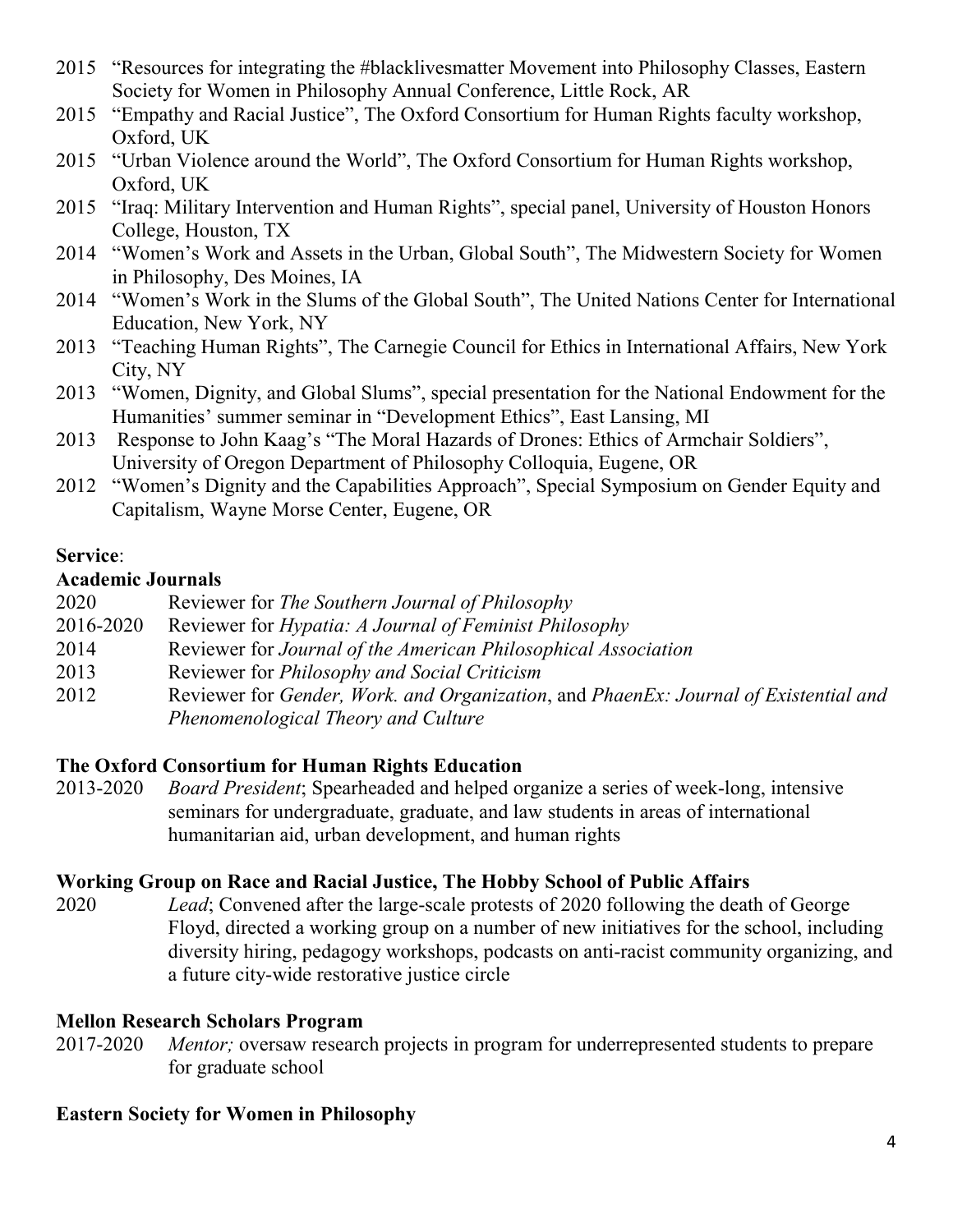2015 "Resources for integrating the #blacklivesmatter Movement into Philosophy Classes, Eastern Society for Women in Philosophy Annual Conference, Little Rock, AR

2015 "Empathy and Racial Justice", The Oxford Consortium for Human Rights faculty workshop, Oxford, UK

2015 "Urban Violence around the World", The Oxford Consortium for Human Rights workshop, Oxford, UK

2015 "Iraq: Military Intervention and Human Rights", special panel, University of Houston Honors College, Houston, TX

2014 "Women's Work and Assets in the Urban, Global South", The Midwestern Society for Women in Philosophy, Des Moines, IA

2014 "Women's Work in the Slums of the Global South", The United Nations Center for International Education, New York, NY

2013 "Teaching Human Rights", The Carnegie Council for Ethics in International Affairs, New York City, NY

2013 "Women, Dignity, and Global Slums", special presentation for the National Endowment for the Humanities' summer seminar in "Development Ethics", East Lansing, MI

2013 Response to John Kaag's "The Moral Hazards of Drones: Ethics of Armchair Soldiers", University of Oregon Department of Philosophy Colloquia, Eugene, OR

2012 "Women's Dignity and the Capabilities Approach", Special Symposium on Gender Equity and Capitalism, Wayne Morse Center, Eugene, OR

**Service**:

**Academic Journals**

2020 Reviewer for *The Southern Journal of Philosophy*

2016-2020 Reviewer for *Hypatia: A Journal of Feminist Philosophy*

2014 Reviewer for *Journal of the American Philosophical Association*

2013 Reviewer for *Philosophy and Social Criticism*

2012 Reviewer for *Gender, Work. and Organization*, and *PhaenEx: Journal of Existential and Phenomenological Theory and Culture*

**The Oxford Consortium for Human Rights Education**

2013-2020 *Board President*; Spearheaded and helped organize a series of week-long, intensive seminars for undergraduate, graduate, and law students in areas of international humanitarian aid, urban development, and human rights

**Working Group on Race and Racial Justice, The Hobby School of Public Affairs**

2020 *Lead*; Convened after the large-scale protests of 2020 following the death of George Floyd, directed a working group on a number of new initiatives for the school, including diversity hiring, pedagogy workshops, podcasts on anti-racist community organizing, and a future city-wide restorative justice circle

**Mellon Research Scholars Program**

2017-2020 *Mentor;* oversaw research projects in program for underrepresented students to prepare for graduate school

**Eastern Society for Women in Philosophy**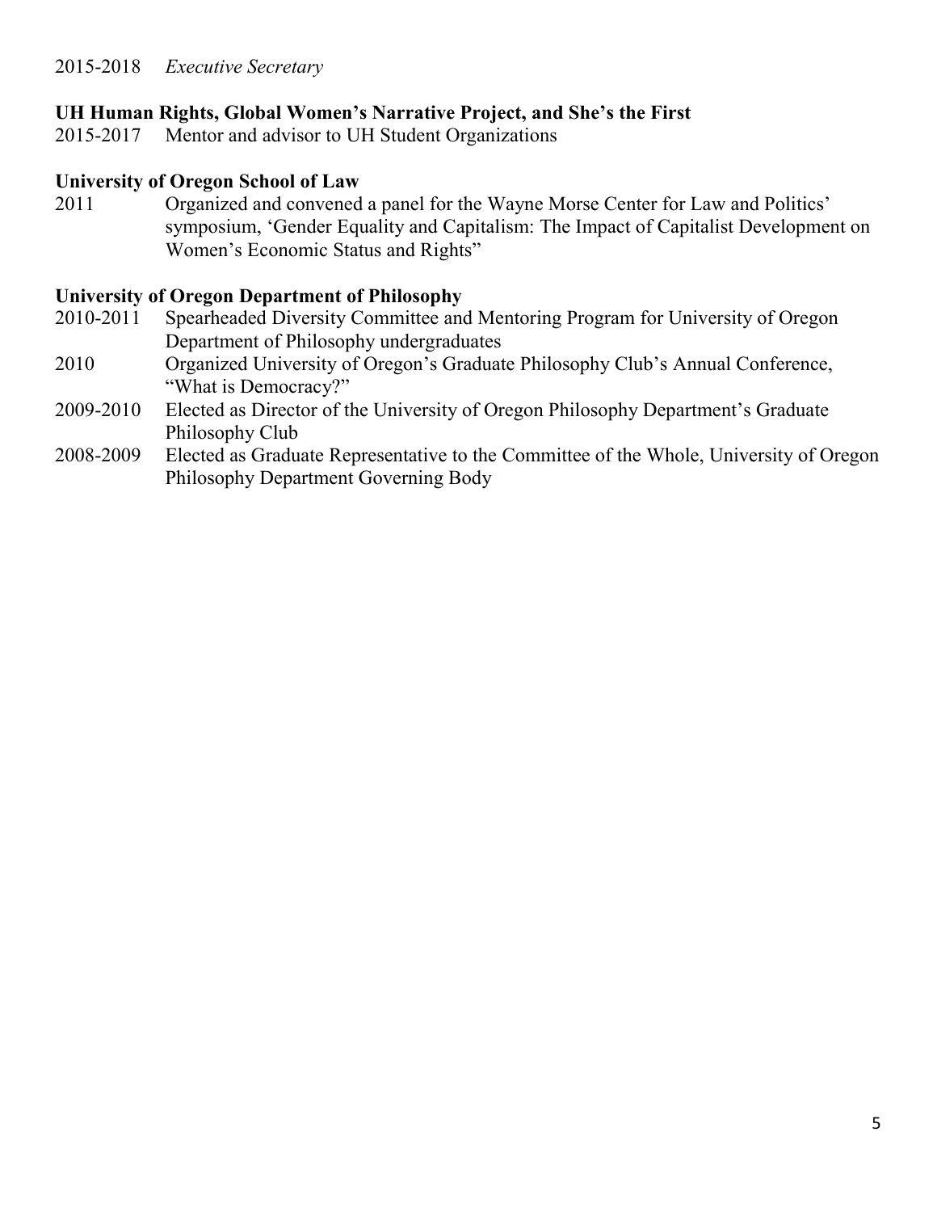2015-2018 *Executive Secretary*

**UH Human Rights, Global Women's Narrative Project, and She's the First**

2015-2017 Mentor and advisor to UH Student Organizations

**University of Oregon School of Law**

2011 Organized and convened a panel for the Wayne Morse Center for Law and Politics' symposium, 'Gender Equality and Capitalism: The Impact of Capitalist Development on Women's Economic Status and Rights"

**University of Oregon Department of Philosophy**

2010-2011 Spearheaded Diversity Committee and Mentoring Program for University of Oregon Department of Philosophy undergraduates

2010 Organized University of Oregon's Graduate Philosophy Club's Annual Conference, "What is Democracy?"

2009-2010 Elected as Director of the University of Oregon Philosophy Department's Graduate Philosophy Club

2008-2009 Elected as Graduate Representative to the Committee of the Whole, University of Oregon Philosophy Department Governing Body